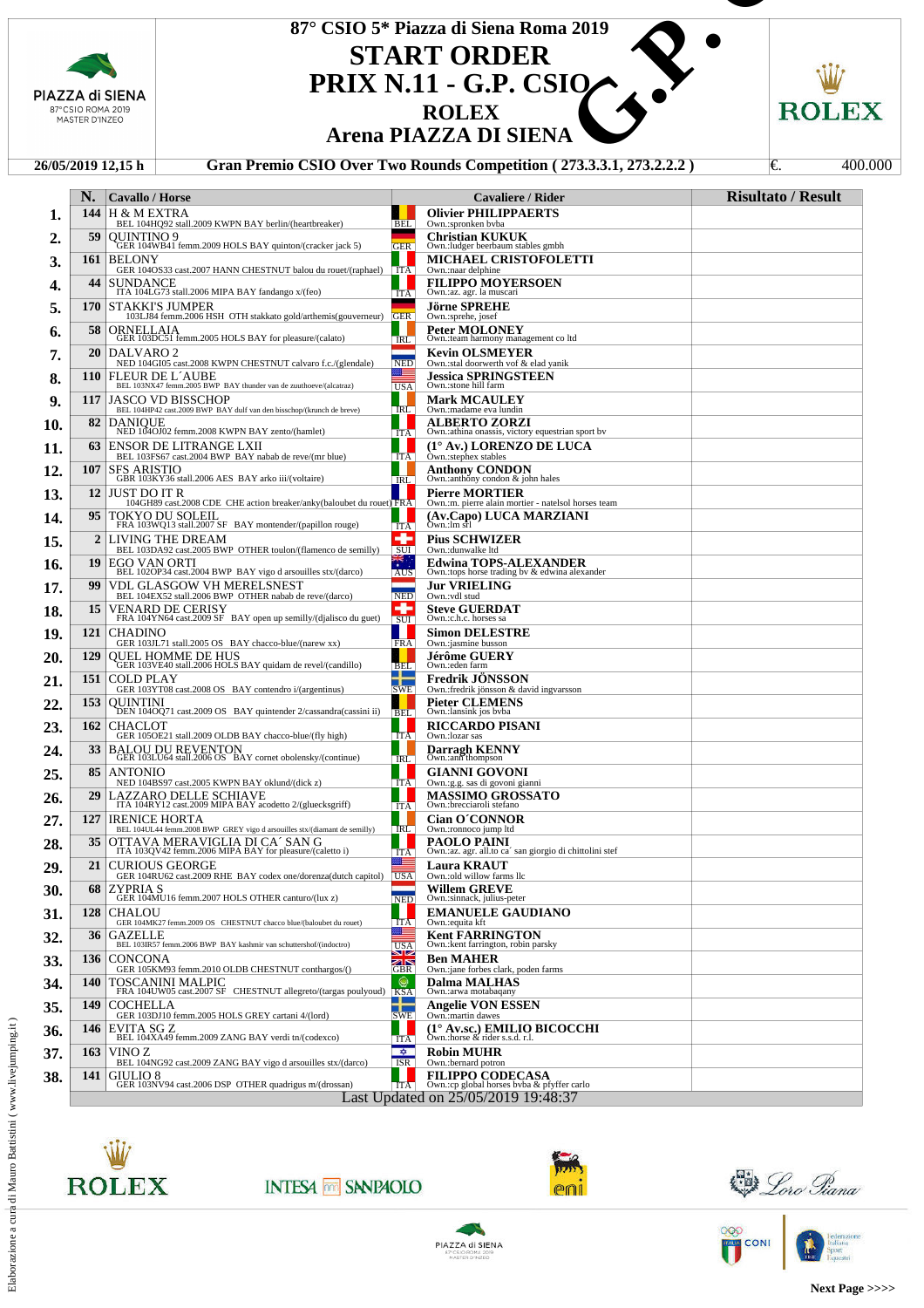# 87° CSIO 5* Piazza di Siena Roma 2019

## START ORDER

## PRIX N.11 - G.P. CSIO

## ROLEX

## Arena PIAZZA DI SIENA

PIAZZA di SIENA
87°CSIO ROMA 2019
MASTER D'INZEO

ROLEX

**26/05/2019 12,15 h** | **Gran Premio CSIO Over Two Rounds Competition ( 273.3.3.1, 273.2.2.2 )** | €. 400.000

| | N. | Cavallo / Horse | | Cavaliere / Rider | Risultato / Result |
|---|---|---|---|---|---|
| 1. | 144 | H & M EXTRA<br>BEL 104HQ92 stall.2009 KWPN BAY berlin/(heartbreaker) | BEL | **Olivier PHILIPPAERTS**<br>Own.:spronken bvba | |
| 2. | 59 | QUINTINO 9<br>GER 104WB41 femm.2009 HOLS BAY quinton/(cracker jack 5) | GER | **Christian KUKUK**<br>Own.:ludger beerbaum stables gmbh | |
| 3. | 161 | BELONY<br>GER 104OS33 cast.2007 HANN CHESTNUT balou du rouet/(raphael) | ITA | **MICHAEL CRISTOFOLETTI**<br>Own.:naar delphine | |
| 4. | 44 | SUNDANCE<br>ITA 104LG73 stall.2006 MIPA BAY fandango x/(feo) | ITA | **FILIPPO MOYERSOEN**<br>Own.:az. agr. la muscari | |
| 5. | 170 | STAKKI'S JUMPER<br>103LJ84 femm.2006 HSH OTH stakkato gold/arthemis(gouverneur) | GER | **Jörne SPREHE**<br>Own.:sprehe, josef | |
| 6. | 58 | ORNELLAIA<br>GER 103DC51 femm.2005 HOLS BAY for pleasure/(calato) | IRL | **Peter MOLONEY**<br>Own.:team harmony management co ltd | |
| 7. | 20 | DALVARO 2<br>NED 104GI05 cast.2008 KWPN CHESTNUT calvaro f.c./(glendale) | NED | **Kevin OLSMEYER**<br>Own.:stal doorwerth vof & elad yanik | |
| 8. | 110 | FLEUR DE L´AUBE<br>BEL 103NX47 femm.2005 BWP BAY thunder van de zuuthoeve/(alcatraz) | USA | **Jessica SPRINGSTEEN**<br>Own.:stone hill farm | |
| 9. | 117 | JASCO VD BISSCHOP<br>BEL 104HP42 cast.2009 BWP BAY dulf van den bisschop/(krunch de breve) | IRL | **Mark MCAULEY**<br>Own.:madame eva lundin | |
| 10. | 82 | DANIQUE<br>NED 104OJ02 femm.2008 KWPN BAY zento/(hamlet) | ITA | **ALBERTO ZORZI**<br>Own.:athina onassis, victory equestrian sport bv | |
| 11. | 63 | ENSOR DE LITRANGE LXII<br>BEL 103FS67 cast.2004 BWP BAY nabab de reve/(mr blue) | ITA | **(1° Av.) LORENZO DE LUCA**<br>Own.:stephex stables | |
| 12. | 107 | SFS ARISTIO<br>GBR 103KY36 stall.2006 AES BAY arko iii/(voltaire) | IRL | **Anthony CONDON**<br>Own.:anthony condon & john hales | |
| 13. | 12 | JUST DO IT R<br>104GH89 cast.2008 CDE CHE action breaker/anky(baloubet du rouet) | FRA | **Pierre MORTIER**<br>Own.:m. pierre alain mortier - natelsol horses team | |
| 14. | 95 | TOKYO DU SOLEIL<br>FRA 103WQ13 stall.2007 SF BAY montender/(papillon rouge) | ITA | **(Av.Capo) LUCA MARZIANI**<br>Own.:lm srl | |
| 15. | 2 | LIVING THE DREAM<br>BEL 103DA92 cast.2005 BWP OTHER toulon/(flamenco de semilly) | SUI | **Pius SCHWIZER**<br>Own.:dunwalke ltd | |
| 16. | 19 | EGO VAN ORTI<br>BEL 102OP34 cast.2004 BWP BAY vigo d arsouilles stx/(darco) | AUS | **Edwina TOPS-ALEXANDER**<br>Own.:tops horse trading bv & edwina alexander | |
| 17. | 99 | VDL GLASGOW VH MERELSNEST<br>BEL 104EX52 stall.2006 BWP OTHER nabab de reve/(darco) | NED | **Jur VRIELING**<br>Own.:vdl stud | |
| 18. | 15 | VENARD DE CERISY<br>FRA 104YN64 cast.2009 SF BAY open up semilly/(djalisco du guet) | SUI | **Steve GUERDAT**<br>Own.:c.h.c. horses sa | |
| 19. | 121 | CHADINO<br>GER 103JL71 stall.2005 OS BAY chacco-blue/(narew xx) | FRA | **Simon DELESTRE**<br>Own.:jasmine busson | |
| 20. | 129 | QUEL HOMME DE HUS<br>GER 103VE40 stall.2006 HOLS BAY quidam de revel/(candillo) | BEL | **Jérôme GUERY**<br>Own.:eden farm | |
| 21. | 151 | COLD PLAY<br>GER 103YT08 cast.2008 OS BAY contendro i/(argentinus) | SWE | **Fredrik JÖNSSON**<br>Own.:fredrik jönsson & david ingvarsson | |
| 22. | 153 | QUINTINI<br>DEN 104OQ71 cast.2009 OS BAY quintender 2/cassandra(cassini ii) | BEL | **Pieter CLEMENS**<br>Own.:lansink jos bvba | |
| 23. | 162 | CHACLOT<br>GER 105OE21 stall.2009 OLDB BAY chacco-blue/(fly high) | ITA | **RICCARDO PISANI**<br>Own.:lozar sas | |
| 24. | 33 | BALOU DU REVENTON<br>GER 103LU64 stall.2006 OS BAY cornet obolensky/(continue) | IRL | **Darragh KENNY**<br>Own.:ann thompson | |
| 25. | 85 | ANTONIO<br>NED 104BS97 cast.2005 KWPN BAY oklund/(dick z) | ITA | **GIANNI GOVONI**<br>Own.:g.g. sas di govoni gianni | |
| 26. | 29 | LAZZARO DELLE SCHIAVE<br>ITA 104RY12 cast.2009 MIPA BAY acodetto 2/(gluecksgriff) | ITA | **MASSIMO GROSSATO**<br>Own.:brecciaroli stefano | |
| 27. | 127 | IRENICE HORTA<br>BEL 104UL44 femm.2008 BWP GREY vigo d arsouilles stx/(diamant de semilly) | IRL | **Cian O´CONNOR**<br>Own.:ronnoco jump ltd | |
| 28. | 35 | OTTAVA MERAVIGLIA DI CA´ SAN G<br>ITA 103QV42 femm.2006 MIPA BAY for pleasure/(caletto i) | ITA | **PAOLO PAINI**<br>Own.:az. agr. all.to ca´ san giorgio di chittolini stef | |
| 29. | 21 | CURIOUS GEORGE<br>GER 104RU62 cast.2009 RHE BAY codex one/dorenza(dutch capitol) | USA | **Laura KRAUT**<br>Own.:old willow farms llc | |
| 30. | 68 | ZYPRIA S<br>GER 104MU16 femm.2007 HOLS OTHER canturo/(lux z) | NED | **Willem GREVE**<br>Own.:sinnack, julius-peter | |
| 31. | 128 | CHALOU<br>GER 104MK27 femm.2009 OS CHESTNUT chacco blue/(baloubet du rouet) | ITA | **EMANUELE GAUDIANO**<br>Own.:equita kft | |
| 32. | 36 | GAZELLE<br>BEL 103IR57 femm.2006 BWP BAY kashmir van schuttershof/(indoctro) | USA | **Kent FARRINGTON**<br>Own.:kent farrington, robin parsky | |
| 33. | 136 | CONCONA<br>GER 105KM93 femm.2010 OLDB CHESTNUT conthargos/() | GBR | **Ben MAHER**<br>Own.:jane forbes clark, poden farms | |
| 34. | 140 | TOSCANINI MALPIC<br>FRA 104UW05 cast.2007 SF CHESTNUT allegreto/(targas poulyoud) | KSA | **Dalma MALHAS**<br>Own.:arwa motabaqany | |
| 35. | 149 | COCHELLA<br>GER 103DJ10 femm.2005 HOLS GREY cartani 4/(lord) | SWE | **Angelie VON ESSEN**<br>Own.:martin dawes | |
| 36. | 146 | EVITA SG Z<br>BEL 104XA49 femm.2009 ZANG BAY verdi tn/(codexco) | ITA | **(1° Av.sc.) EMILIO BICOCCHI**<br>Own.:horse & rider s.s.d. r.l. | |
| 37. | 163 | VINO Z<br>BEL 104NG92 cast.2009 ZANG BAY vigo d arsouilles stx/(darco) | ISR | **Robin MUHR**<br>Own.:bernard potron | |
| 38. | 141 | GIULIO 8<br>GER 103NV94 cast.2006 DSP OTHER quadrigus m/(drossan) | ITA | **FILIPPO CODECASA**<br>Own.:cp global horses bvba & pfyffer carlo | |

Last Updated on 25/05/2019 19:48:37

Elaborazione a cura di Mauro Battistini ( www.livejumping.it )

ROLEX · INTESA SANPAOLO · eni · Loro Piana · PIAZZA di SIENA 87°CSIO ROMA 2019 MASTER D'INZEO · CONI · Federazione Italiana Sport Equestri

Next Page >>>>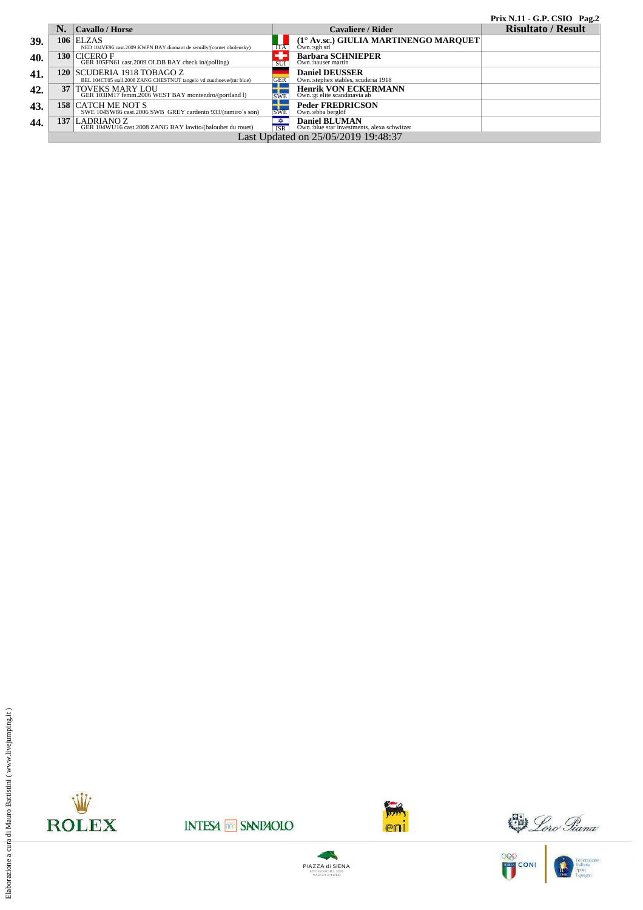Prix N.11 - G.P. CSIO Pag.2

| | N. | Cavallo / Horse | | Cavaliere / Rider | Risultato / Result |
|---|---|---|---|---|---|
| 39. | 106 | ELZAS<br>NED 104VE96 cast.2009 KWPN BAY diamant de semilly/(cornet obolensky) | ITA | (1° Av.sc.) GIULIA MARTINENGO MARQUET<br>Own.:sgh srl | |
| 40. | 130 | CICERO F<br>GER 105FN61 cast.2009 OLDB BAY check in/(polling) | SUI | Barbara SCHNIEPER<br>Own.:hauser martin | |
| 41. | 120 | SCUDERIA 1918 TOBAGO Z<br>BEL 104CT05 stall.2008 ZANG CHESTNUT tangelo vd zuuthoeve/(mr blue) | GER | Daniel DEUSSER<br>Own.:stephex stables, scuderia 1918 | |
| 42. | 37 | TOVEKS MARY LOU<br>GER 103IM17 femm.2006 WEST BAY montendro/(portland l) | SWE | Henrik VON ECKERMANN<br>Own.:gt elite scandinavia ab | |
| 43. | 158 | CATCH ME NOT S<br>SWE 104SW86 cast.2006 SWB GREY cardento 933/(ramiro´s son) | SWE | Peder FREDRICSON<br>Own.:ebba berglöf | |
| 44. | 137 | LADRIANO Z<br>GER 104WU16 cast.2008 ZANG BAY lawito/(baloubet du rouet) | ISR | Daniel BLUMAN<br>Own.:blue star investments, alexa schwitzer | |

Last Updated on 25/05/2019 19:48:37

Elaborazione a cura di Mauro Battistini ( www.livejumping.it )

ROLEX INTESA SANPAOLO eni Loro Piana

PIAZZA di SIENA

CONI Federazione Italiana Sport Equestri